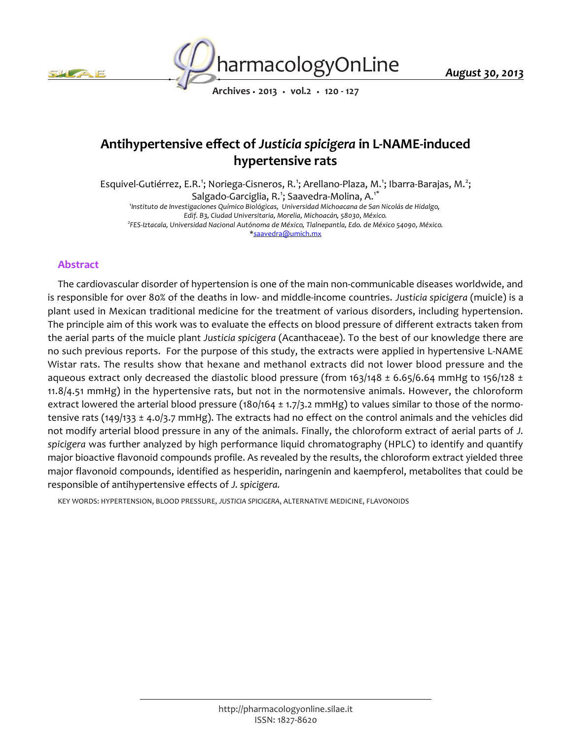# Antihypertensive effect of *Justicia spicigera* in L-NAME-induced hypertensive rats

Esquivel-Gutiérrez, E.R.[1]; Noriega-Cisneros, R.[1]; Arellano-Plaza, M.[1]; Ibarra-Barajas, M.[2]; Salgado-Garciglia, R.[1]; Saavedra-Molina, A.[1*]

[1]*Instituto de Investigaciones Químico Biológicas, Universidad Michoacana de San Nicolás de Hidalgo, Edif. B3, Ciudad Universitaria, Morelia, Michoacán, 58030, México.*

[2]*FES-Iztacala, Universidad Nacional Autónoma de México, Tlalnepantla, Edo. de México 54090, México.*

*saavedra@umich.mx

## Abstract

The cardiovascular disorder of hypertension is one of the main non-communicable diseases worldwide, and is responsible for over 80% of the deaths in low- and middle-income countries. *Justicia spicigera* (muicle) is a plant used in Mexican traditional medicine for the treatment of various disorders, including hypertension. The principle aim of this work was to evaluate the effects on blood pressure of different extracts taken from the aerial parts of the muicle plant *Justicia spicigera* (Acanthaceae). To the best of our knowledge there are no such previous reports. For the purpose of this study, the extracts were applied in hypertensive L-NAME Wistar rats. The results show that hexane and methanol extracts did not lower blood pressure and the aqueous extract only decreased the diastolic blood pressure (from 163/148 ± 6.65/6.64 mmHg to 156/128 ± 11.8/4.51 mmHg) in the hypertensive rats, but not in the normotensive animals. However, the chloroform extract lowered the arterial blood pressure (180/164 ± 1.7/3.2 mmHg) to values similar to those of the normotensive rats (149/133 ± 4.0/3.7 mmHg). The extracts had no effect on the control animals and the vehicles did not modify arterial blood pressure in any of the animals. Finally, the chloroform extract of aerial parts of *J. spicigera* was further analyzed by high performance liquid chromatography (HPLC) to identify and quantify major bioactive flavonoid compounds profile. As revealed by the results, the chloroform extract yielded three major flavonoid compounds, identified as hesperidin, naringenin and kaempferol, metabolites that could be responsible of antihypertensive effects of *J. spicigera.*

KEY WORDS: HYPERTENSION, BLOOD PRESSURE, *JUSTICIA SPICIGERA*, ALTERNATIVE MEDICINE, FLAVONOIDS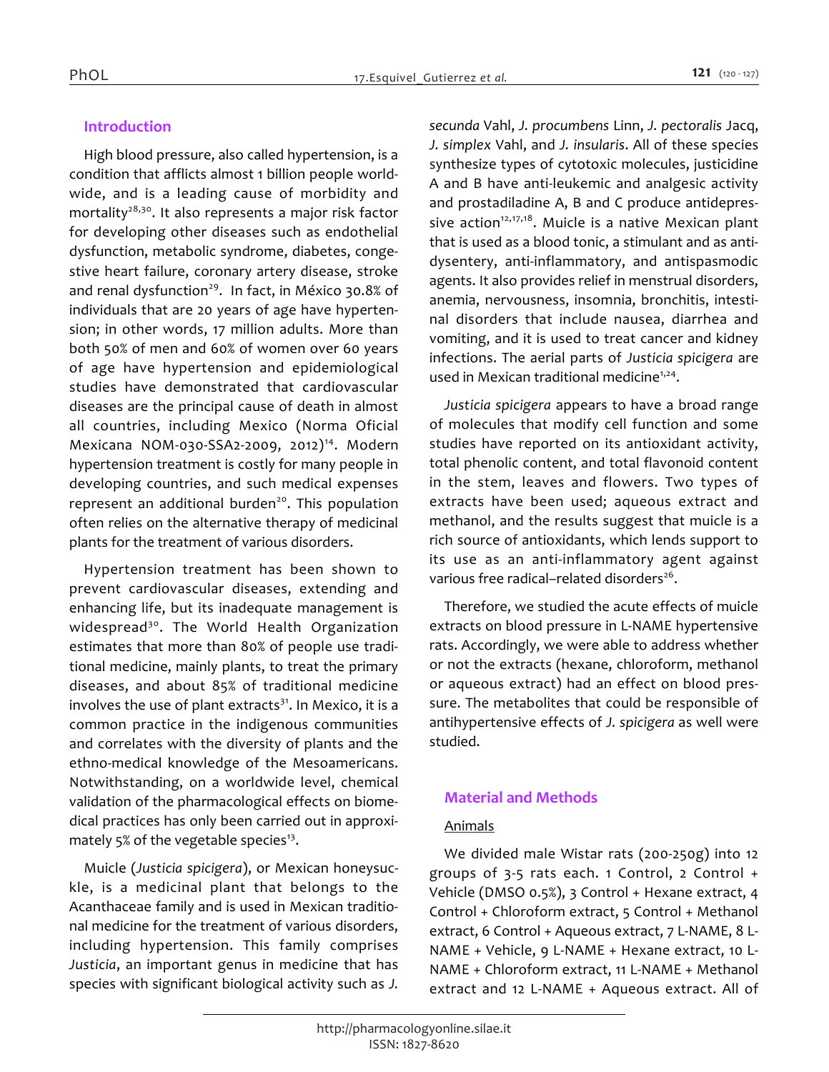## Introduction

High blood pressure, also called hypertension, is a condition that afflicts almost 1 billion people worldwide, and is a leading cause of morbidity and mortality[28,30]. It also represents a major risk factor for developing other diseases such as endothelial dysfunction, metabolic syndrome, diabetes, congestive heart failure, coronary artery disease, stroke and renal dysfunction[29]. In fact, in México 30.8% of individuals that are 20 years of age have hypertension; in other words, 17 million adults. More than both 50% of men and 60% of women over 60 years of age have hypertension and epidemiological studies have demonstrated that cardiovascular diseases are the principal cause of death in almost all countries, including Mexico (Norma Oficial Mexicana NOM-030-SSA2-2009, 2012)[14]. Modern hypertension treatment is costly for many people in developing countries, and such medical expenses represent an additional burden[20]. This population often relies on the alternative therapy of medicinal plants for the treatment of various disorders.

Hypertension treatment has been shown to prevent cardiovascular diseases, extending and enhancing life, but its inadequate management is widespread[30]. The World Health Organization estimates that more than 80% of people use traditional medicine, mainly plants, to treat the primary diseases, and about 85% of traditional medicine involves the use of plant extracts[31]. In Mexico, it is a common practice in the indigenous communities and correlates with the diversity of plants and the ethno-medical knowledge of the Mesoamericans. Notwithstanding, on a worldwide level, chemical validation of the pharmacological effects on biomedical practices has only been carried out in approximately 5% of the vegetable species[13].

Muicle (*Justicia spicigera*), or Mexican honeysuckle, is a medicinal plant that belongs to the Acanthaceae family and is used in Mexican traditional medicine for the treatment of various disorders, including hypertension. This family comprises *Justicia*, an important genus in medicine that has species with significant biological activity such as *J. secunda* Vahl, *J. procumbens* Linn, *J. pectoralis* Jacq, *J. simplex* Vahl, and *J. insularis*. All of these species synthesize types of cytotoxic molecules, justicidine A and B have anti-leukemic and analgesic activity and prostadiladine A, B and C produce antidepressive action[12,17,18]. Muicle is a native Mexican plant that is used as a blood tonic, a stimulant and as anti-dysentery, anti-inflammatory, and antispasmodic agents. It also provides relief in menstrual disorders, anemia, nervousness, insomnia, bronchitis, intestinal disorders that include nausea, diarrhea and vomiting, and it is used to treat cancer and kidney infections. The aerial parts of *Justicia spicigera* are used in Mexican traditional medicine[1,24].

*Justicia spicigera* appears to have a broad range of molecules that modify cell function and some studies have reported on its antioxidant activity, total phenolic content, and total flavonoid content in the stem, leaves and flowers. Two types of extracts have been used; aqueous extract and methanol, and the results suggest that muicle is a rich source of antioxidants, which lends support to its use as an anti-inflammatory agent against various free radical–related disorders[26].

Therefore, we studied the acute effects of muicle extracts on blood pressure in L-NAME hypertensive rats. Accordingly, we were able to address whether or not the extracts (hexane, chloroform, methanol or aqueous extract) had an effect on blood pressure. The metabolites that could be responsible of antihypertensive effects of *J. spicigera* as well were studied.

## Material and Methods

### Animals

We divided male Wistar rats (200-250g) into 12 groups of 3-5 rats each. 1 Control, 2 Control + Vehicle (DMSO 0.5%), 3 Control + Hexane extract, 4 Control + Chloroform extract, 5 Control + Methanol extract, 6 Control + Aqueous extract, 7 L-NAME, 8 L-NAME + Vehicle, 9 L-NAME + Hexane extract, 10 L-NAME + Chloroform extract, 11 L-NAME + Methanol extract and 12 L-NAME + Aqueous extract. All of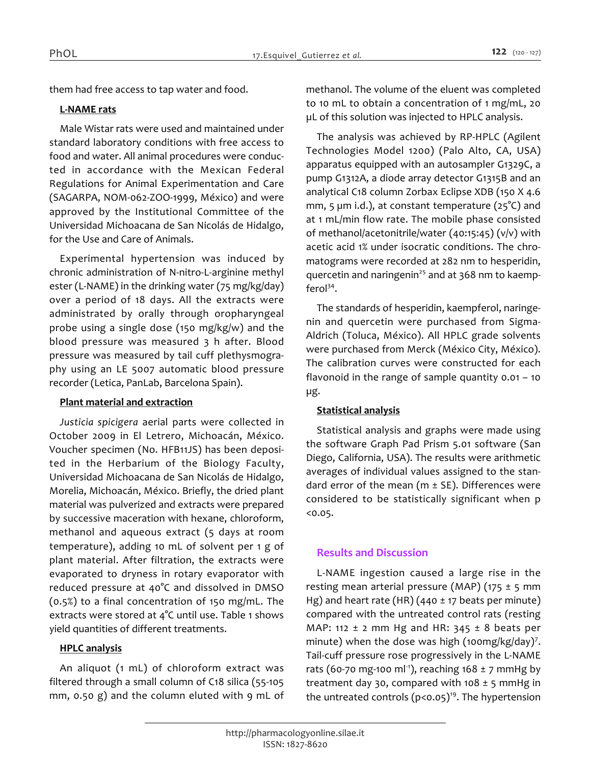them had free access to tap water and food.

**L-NAME rats**

Male Wistar rats were used and maintained under standard laboratory conditions with free access to food and water. All animal procedures were conducted in accordance with the Mexican Federal Regulations for Animal Experimentation and Care (SAGARPA, NOM-062-ZOO-1999, México) and were approved by the Institutional Committee of the Universidad Michoacana de San Nicolás de Hidalgo, for the Use and Care of Animals.

Experimental hypertension was induced by chronic administration of N-nitro-L-arginine methyl ester (L-NAME) in the drinking water (75 mg/kg/day) over a period of 18 days. All the extracts were administrated by orally through oropharyngeal probe using a single dose (150 mg/kg/w) and the blood pressure was measured 3 h after. Blood pressure was measured by tail cuff plethysmography using an LE 5007 automatic blood pressure recorder (Letica, PanLab, Barcelona Spain).

**Plant material and extraction**

*Justicia spicigera* aerial parts were collected in October 2009 in El Letrero, Michoacán, México. Voucher specimen (No. HFB11JS) has been deposited in the Herbarium of the Biology Faculty, Universidad Michoacana de San Nicolás de Hidalgo, Morelia, Michoacán, México. Briefly, the dried plant material was pulverized and extracts were prepared by successive maceration with hexane, chloroform, methanol and aqueous extract (5 days at room temperature), adding 10 mL of solvent per 1 g of plant material. After filtration, the extracts were evaporated to dryness in rotary evaporator with reduced pressure at 40°C and dissolved in DMSO (0.5%) to a final concentration of 150 mg/mL. The extracts were stored at 4°C until use. Table 1 shows yield quantities of different treatments.

**HPLC analysis**

An aliquot (1 mL) of chloroform extract was filtered through a small column of C18 silica (55-105 mm, 0.50 g) and the column eluted with 9 mL of methanol. The volume of the eluent was completed to 10 mL to obtain a concentration of 1 mg/mL, 20 µL of this solution was injected to HPLC analysis.

The analysis was achieved by RP-HPLC (Agilent Technologies Model 1200) (Palo Alto, CA, USA) apparatus equipped with an autosampler G1329C, a pump G1312A, a diode array detector G1315B and an analytical C18 column Zorbax Eclipse XDB (150 X 4.6 mm, 5 µm i.d.), at constant temperature (25°C) and at 1 mL/min flow rate. The mobile phase consisted of methanol/acetonitrile/water (40:15:45) (v/v) with acetic acid 1% under isocratic conditions. The chromatograms were recorded at 282 nm to hesperidin, quercetin and naringenin[25] and at 368 nm to kaempferol[34].

The standards of hesperidin, kaempferol, naringenin and quercetin were purchased from Sigma-Aldrich (Toluca, México). All HPLC grade solvents were purchased from Merck (México City, México). The calibration curves were constructed for each flavonoid in the range of sample quantity 0.01 – 10 µg.

**Statistical analysis**

Statistical analysis and graphs were made using the software Graph Pad Prism 5.01 software (San Diego, California, USA). The results were arithmetic averages of individual values assigned to the standard error of the mean (m ± SE). Differences were considered to be statistically significant when $p < 0.05$.

## Results and Discussion

L-NAME ingestion caused a large rise in the resting mean arterial pressure (MAP) (175 ± 5 mm Hg) and heart rate (HR) (440 ± 17 beats per minute) compared with the untreated control rats (resting MAP: 112 ± 2 mm Hg and HR: 345 ± 8 beats per minute) when the dose was high (100mg/kg/day)[7]. Tail-cuff pressure rose progressively in the L-NAME rats (60-70 mg-100 $ml^{-1}$), reaching 168 ± 7 mmHg by treatment day 30, compared with 108 ± 5 mmHg in the untreated controls ($p<0.05$)[19]. The hypertension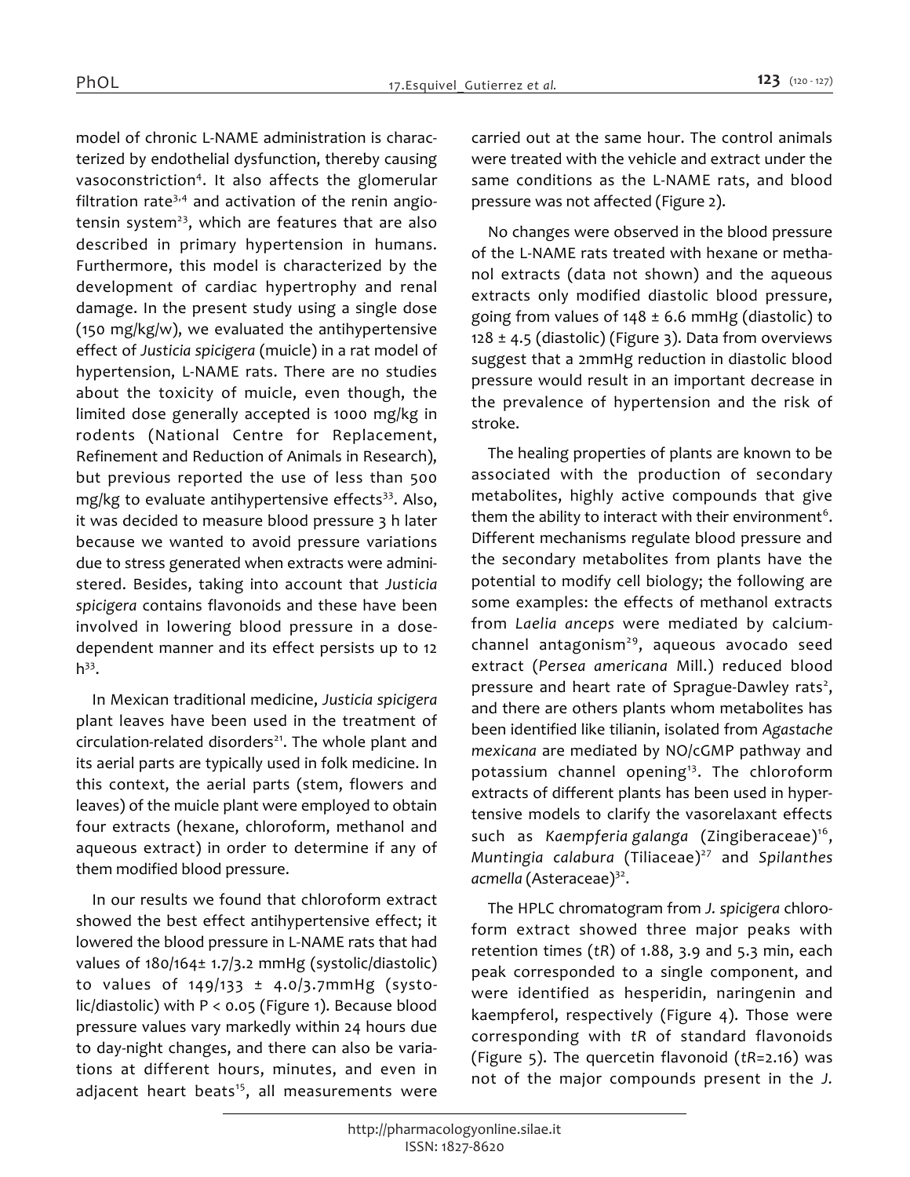model of chronic L-NAME administration is characterized by endothelial dysfunction, thereby causing vasoconstriction[4]. It also affects the glomerular filtration rate[3,4] and activation of the renin angiotensin system[23], which are features that are also described in primary hypertension in humans. Furthermore, this model is characterized by the development of cardiac hypertrophy and renal damage. In the present study using a single dose (150 mg/kg/w), we evaluated the antihypertensive effect of *Justicia spicigera* (muicle) in a rat model of hypertension, L-NAME rats. There are no studies about the toxicity of muicle, even though, the limited dose generally accepted is 1000 mg/kg in rodents (National Centre for Replacement, Refinement and Reduction of Animals in Research), but previous reported the use of less than 500 mg/kg to evaluate antihypertensive effects[33]. Also, it was decided to measure blood pressure 3 h later because we wanted to avoid pressure variations due to stress generated when extracts were administered. Besides, taking into account that *Justicia spicigera* contains flavonoids and these have been involved in lowering blood pressure in a dose-dependent manner and its effect persists up to 12 h[33].

In Mexican traditional medicine, *Justicia spicigera* plant leaves have been used in the treatment of circulation-related disorders[21]. The whole plant and its aerial parts are typically used in folk medicine. In this context, the aerial parts (stem, flowers and leaves) of the muicle plant were employed to obtain four extracts (hexane, chloroform, methanol and aqueous extract) in order to determine if any of them modified blood pressure.

In our results we found that chloroform extract showed the best effect antihypertensive effect; it lowered the blood pressure in L-NAME rats that had values of 180/164± 1.7/3.2 mmHg (systolic/diastolic) to values of 149/133 ± 4.0/3.7mmHg (systolic/diastolic) with $P < 0.05$ (Figure 1). Because blood pressure values vary markedly within 24 hours due to day-night changes, and there can also be variations at different hours, minutes, and even in adjacent heart beats[15], all measurements were carried out at the same hour. The control animals were treated with the vehicle and extract under the same conditions as the L-NAME rats, and blood pressure was not affected (Figure 2).

No changes were observed in the blood pressure of the L-NAME rats treated with hexane or methanol extracts (data not shown) and the aqueous extracts only modified diastolic blood pressure, going from values of 148 ± 6.6 mmHg (diastolic) to 128 ± 4.5 (diastolic) (Figure 3). Data from overviews suggest that a 2mmHg reduction in diastolic blood pressure would result in an important decrease in the prevalence of hypertension and the risk of stroke.

The healing properties of plants are known to be associated with the production of secondary metabolites, highly active compounds that give them the ability to interact with their environment[6]. Different mechanisms regulate blood pressure and the secondary metabolites from plants have the potential to modify cell biology; the following are some examples: the effects of methanol extracts from *Laelia anceps* were mediated by calcium-channel antagonism[29], aqueous avocado seed extract (*Persea americana* Mill.) reduced blood pressure and heart rate of Sprague-Dawley rats[2], and there are others plants whom metabolites has been identified like tilianin, isolated from *Agastache mexicana* are mediated by NO/cGMP pathway and potassium channel opening[13]. The chloroform extracts of different plants has been used in hypertensive models to clarify the vasorelaxant effects such as *Kaempferia galanga* (Zingiberaceae)[16], *Muntingia calabura* (Tiliaceae)[27] and *Spilanthes acmella* (Asteraceae)[32].

The HPLC chromatogram from *J. spicigera* chloroform extract showed three major peaks with retention times (*tR*) of 1.88, 3.9 and 5.3 min, each peak corresponded to a single component, and were identified as hesperidin, naringenin and kaempferol, respectively (Figure 4). Those were corresponding with *tR* of standard flavonoids (Figure 5). The quercetin flavonoid (*tR*=2.16) was not of the major compounds present in the *J.*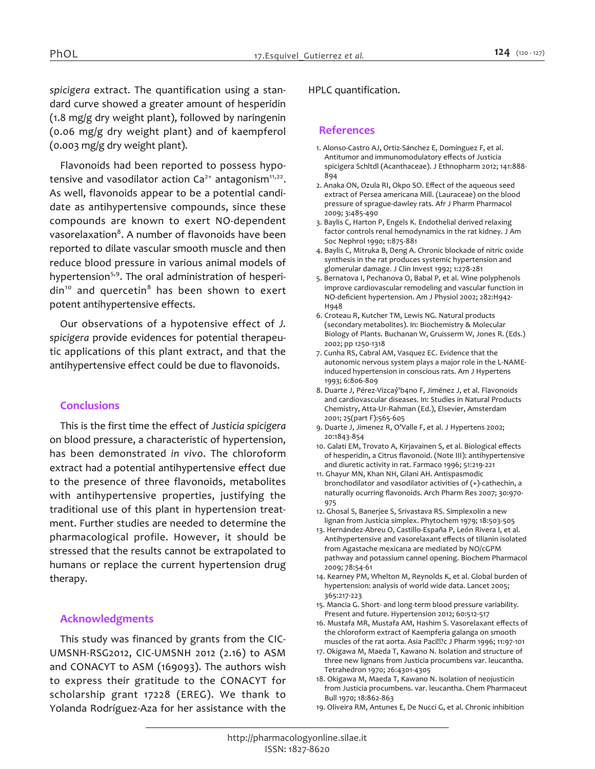*spicigera* extract. The quantification using a standard curve showed a greater amount of hesperidin (1.8 mg/g dry weight plant), followed by naringenin (0.06 mg/g dry weight plant) and of kaempferol (0.003 mg/g dry weight plant).

Flavonoids had been reported to possess hypotensive and vasodilator action $Ca^{2+}$ antagonism[11,22]. As well, flavonoids appear to be a potential candidate as antihypertensive compounds, since these compounds are known to exert NO-dependent vasorelaxation[8]. A number of flavonoids have been reported to dilate vascular smooth muscle and then reduce blood pressure in various animal models of hypertension[5,9]. The oral administration of hesperidin[10] and quercetin[8] has been shown to exert potent antihypertensive effects.

Our observations of a hypotensive effect of *J. spicigera* provide evidences for potential therapeutic applications of this plant extract, and that the antihypertensive effect could be due to flavonoids.

## Conclusions

This is the first time the effect of *Justicia spicigera* on blood pressure, a characteristic of hypertension, has been demonstrated *in vivo*. The chloroform extract had a potential antihypertensive effect due to the presence of three flavonoids, metabolites with antihypertensive properties, justifying the traditional use of this plant in hypertension treatment. Further studies are needed to determine the pharmacological profile. However, it should be stressed that the results cannot be extrapolated to humans or replace the current hypertension drug therapy.

## Acknowledgments

This study was financed by grants from the CIC-UMSNH-RSG2012, CIC-UMSNH 2012 (2.16) to ASM and CONACYT to ASM (169093). The authors wish to express their gratitude to the CONACYT for scholarship grant 17228 (EREG). We thank to Yolanda Rodríguez-Aza for her assistance with the HPLC quantification.

## References

1. Alonso-Castro AJ, Ortiz-Sánchez E, Domínguez F, et al. Antitumor and immunomodulatory effects of Justicia spicigera Schltdl (Acanthaceae). J Ethnopharm 2012; 141:888-894
2. Anaka ON, Ozula RI, Okpo SO. Effect of the aqueous seed extract of Persea americana Mill. (Lauraceae) on the blood pressure of sprague-dawley rats. Afr J Pharm Pharmacol 2009; 3:485-490
3. Baylis C, Harton P, Engels K. Endothelial derived relaxing factor controls renal hemodynamics in the rat kidney. J Am Soc Nephrol 1990; 1:875-881
4. Baylis C, Mitruka B, Deng A. Chronic blockade of nitric oxide synthesis in the rat produces systemic hypertension and glomerular damage. J Clin Invest 1992; 1:278-281
5. Bernatova I, Pechanova O, Babal P, et al. Wine polyphenols improve cardiovascular remodeling and vascular function in NO-deficient hypertension. Am J Physiol 2002; 282:H942-H948
6. Croteau R, Kutcher TM, Lewis NG. Natural products (secondary metabolites). In: Biochemistry & Molecular Biology of Plants. Buchanan W, Gruisserm W, Jones R. (Eds.) 2002; pp 1250-1318
7. Cunha RS, Cabral AM, Vasquez EC. Evidence that the autonomic nervous system plays a major role in the L-NAME-induced hypertension in conscious rats. Am J Hypertens 1993; 6:806-809
8. Duarte J, Pérez-Vizcaý'b4no F, Jiménez J, et al. Flavonoids and cardiovascular diseases. In: Studies in Natural Products Chemistry, Atta-Ur-Rahman (Ed.), Elsevier, Amsterdam 2001; 25(part F):565-605
9. Duarte J, Jimenez R, O'Valle F, et al. J Hypertens 2002; 20:1843-854
10. Galati EM, Trovato A, Kirjavainen S, et al. Biological effects of hesperidin, a Citrus flavonoid. (Note III): antihypertensive and diuretic activity in rat. Farmaco 1996; 51:219-221
11. Ghayur MN, Khan NH, Gilani AH. Antispasmodic bronchodilator and vasodilator activities of (+)-cathechin, a naturally ocurring flavonoids. Arch Pharm Res 2007; 30:970-975
12. Ghosal S, Banerjee S, Srivastava RS. Simplexolin a new lignan from Justicia simplex. Phytochem 1979; 18:503-505
13. Hernández-Abreu O, Castillo-España P, León Rivera I, et al. Antihypertensive and vasorelaxant effects of tilianin isolated from Agastache mexicana are mediated by NO/cGPM pathway and potassium cannel opening. Biochem Pharmacol 2009; 78:54-61
14. Kearney PM, Whelton M, Reynolds K, et al. Global burden of hypertension: analysis of world wide data. Lancet 2005; 365:217-223
15. Mancia G. Short- and long-term blood pressure variability. Present and future. Hypertension 2012; 60:512-517
16. Mustafa MR, Mustafa AM, Hashim S. Vasorelaxant effects of the chloroform extract of Kaempferia galanga on smooth muscles of the rat aorta. Asia Paci?c J Pharm 1996; 11:97-101
17. Okigawa M, Maeda T, Kawano N. Isolation and structure of three new lignans from Justicia procumbens var. leucantha. Tetrahedron 1970; 26:4301-4305
18. Okigawa M, Maeda T, Kawano N. Isolation of neojusticin from Justicia procumbens. var. leucantha. Chem Pharmaceut Bull 1970; 18:862-863
19. Oliveira RM, Antunes E, De Nucci G, et al. Chronic inhibition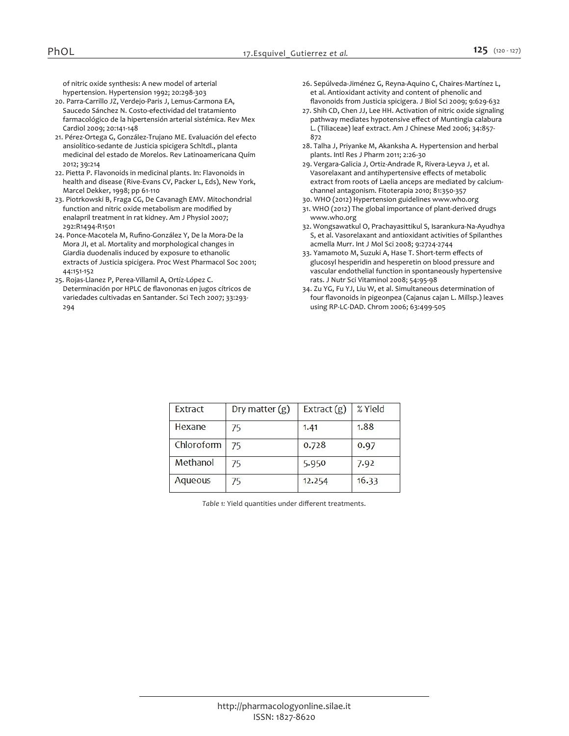of nitric oxide synthesis: A new model of arterial hypertension. Hypertension 1992; 20:298-303

20. Parra-Carrillo JZ, Verdejo-Paris J, Lemus-Carmona EA, Saucedo Sánchez N. Costo-efectividad del tratamiento farmacológico de la hipertensión arterial sistémica. Rev Mex Cardiol 2009; 20:141-148
21. Pérez-Ortega G, González-Trujano ME. Evaluación del efecto ansiolítico-sedante de Justicia spicigera Schltdl., planta medicinal del estado de Morelos. Rev Latinoamericana Quím 2012; 39:214
22. Pietta P. Flavonoids in medicinal plants. In: Flavonoids in health and disease (Rive-Evans CV, Packer L, Eds), New York, Marcel Dekker, 1998; pp 61-110
23. Piotrkowski B, Fraga CG, De Cavanagh EMV. Mitochondrial function and nitric oxide metabolism are modified by enalapril treatment in rat kidney. Am J Physiol 2007; 292:R1494-R1501
24. Ponce-Macotela M, Rufino-González Y, De la Mora-De la Mora JI, et al. Mortality and morphological changes in Giardia duodenalis induced by exposure to ethanolic extracts of Justicia spicigera. Proc West Pharmacol Soc 2001; 44:151-152
25. Rojas-Llanez P, Perea-Villamil A, Ortíz-López C. Determinación por HPLC de flavononas en jugos cítricos de variedades cultivadas en Santander. Sci Tech 2007; 33:293-294
26. Sepúlveda-Jiménez G, Reyna-Aquino C, Chaires-Martínez L, et al. Antioxidant activity and content of phenolic and flavonoids from Justicia spicigera. J Biol Sci 2009; 9:629-632
27. Shih CD, Chen JJ, Lee HH. Activation of nitric oxide signaling pathway mediates hypotensive effect of Muntingia calabura L. (Tiliaceae) leaf extract. Am J Chinese Med 2006; 34:857-872
28. Talha J, Priyanke M, Akanksha A. Hypertension and herbal plants. Intl Res J Pharm 2011; 2:26-30
29. Vergara-Galicia J, Ortiz-Andrade R, Rivera-Leyva J, et al. Vasorelaxant and antihypertensive effects of metabolic extract from roots of Laelia anceps are mediated by calcium-channel antagonism. Fitoterapia 2010; 81:350-357
30. WHO (2012) Hypertension guidelines www.who.org
31. WHO (2012) The global importance of plant-derived drugs www.who.org
32. Wongsawatkul O, Prachayasittikul S, Isarankura-Na-Ayudhya S, et al. Vasorelaxant and antioxidant activities of Spilanthes acmella Murr. Int J Mol Sci 2008; 9:2724-2744
33. Yamamoto M, Suzuki A, Hase T. Short-term effects of glucosyl hesperidin and hesperetin on blood pressure and vascular endothelial function in spontaneously hypertensive rats. J Nutr Sci Vitaminol 2008; 54:95-98
34. Zu YG, Fu YJ, Liu W, et al. Simultaneous determination of four flavonoids in pigeonpea (Cajanus cajan L. Millsp.) leaves using RP-LC-DAD. Chrom 2006; 63:499-505

| Extract | Dry matter (g) | Extract (g) | % Yield |
| --- | --- | --- | --- |
| Hexane | 75 | 1.41 | 1.88 |
| Chloroform | 75 | 0.728 | 0.97 |
| Methanol | 75 | 5.950 | 7.92 |
| Aqueous | 75 | 12.254 | 16.33 |

*Table 1:* Yield quantities under different treatments.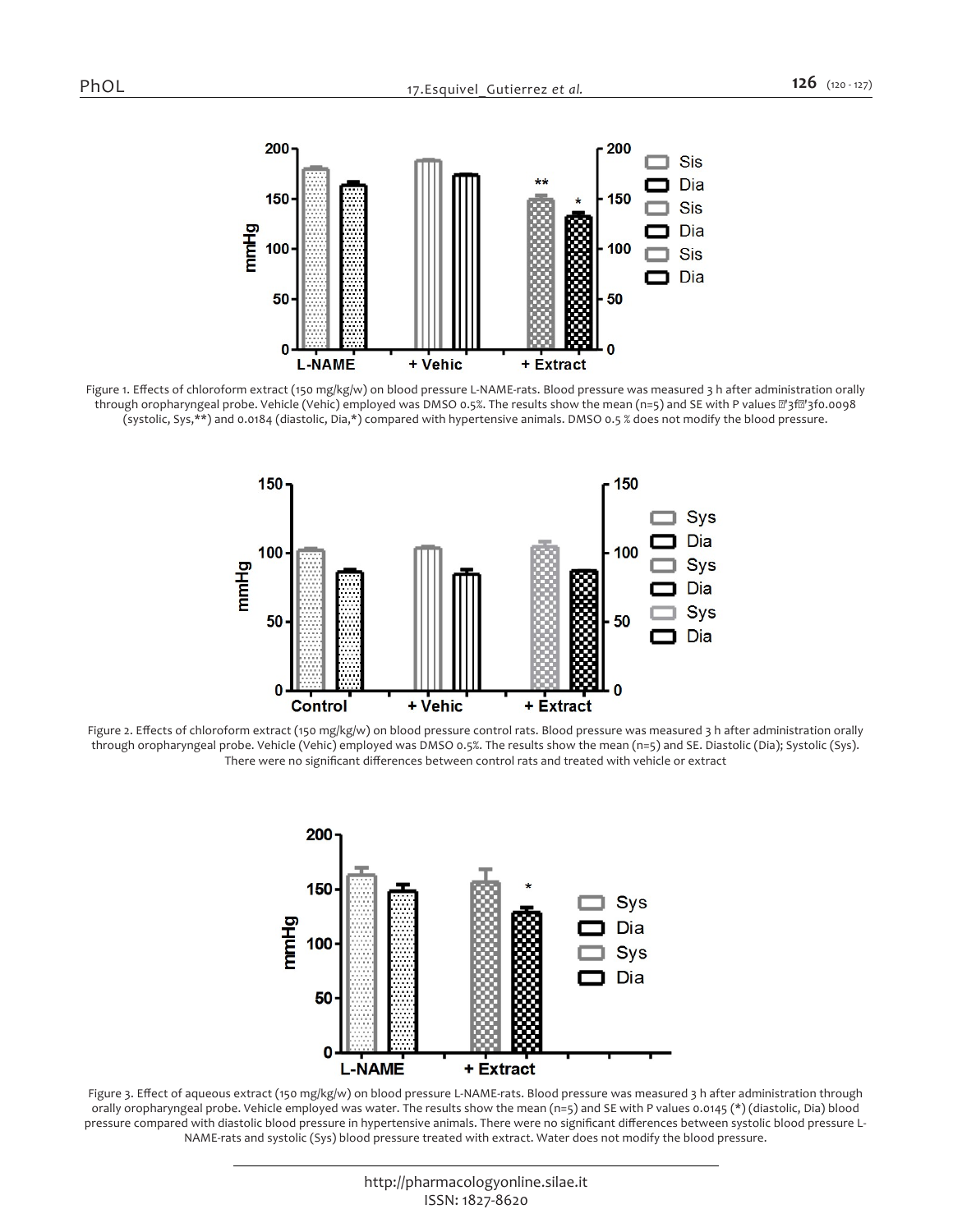Figure 1. Effects of chloroform extract (150 mg/kg/w) on blood pressure L-NAME-rats. Blood pressure was measured 3 h after administration orally through oropharyngeal probe. Vehicle (Vehic) employed was DMSO 0.5%. The results show the mean (n=5) and SE with P values 0.0098 (systolic, Sys,**) and 0.0184 (diastolic, Dia,*) compared with hypertensive animals. DMSO 0.5 % does not modify the blood pressure.

Figure 2. Effects of chloroform extract (150 mg/kg/w) on blood pressure control rats. Blood pressure was measured 3 h after administration orally through oropharyngeal probe. Vehicle (Vehic) employed was DMSO 0.5%. The results show the mean (n=5) and SE. Diastolic (Dia); Systolic (Sys). There were no significant differences between control rats and treated with vehicle or extract

Figure 3. Effect of aqueous extract (150 mg/kg/w) on blood pressure L-NAME-rats. Blood pressure was measured 3 h after administration through orally oropharyngeal probe. Vehicle employed was water. The results show the mean (n=5) and SE with P values 0.0145 (*) (diastolic, Dia) blood pressure compared with diastolic blood pressure in hypertensive animals. There were no significant differences between systolic blood pressure L-NAME-rats and systolic (Sys) blood pressure treated with extract. Water does not modify the blood pressure.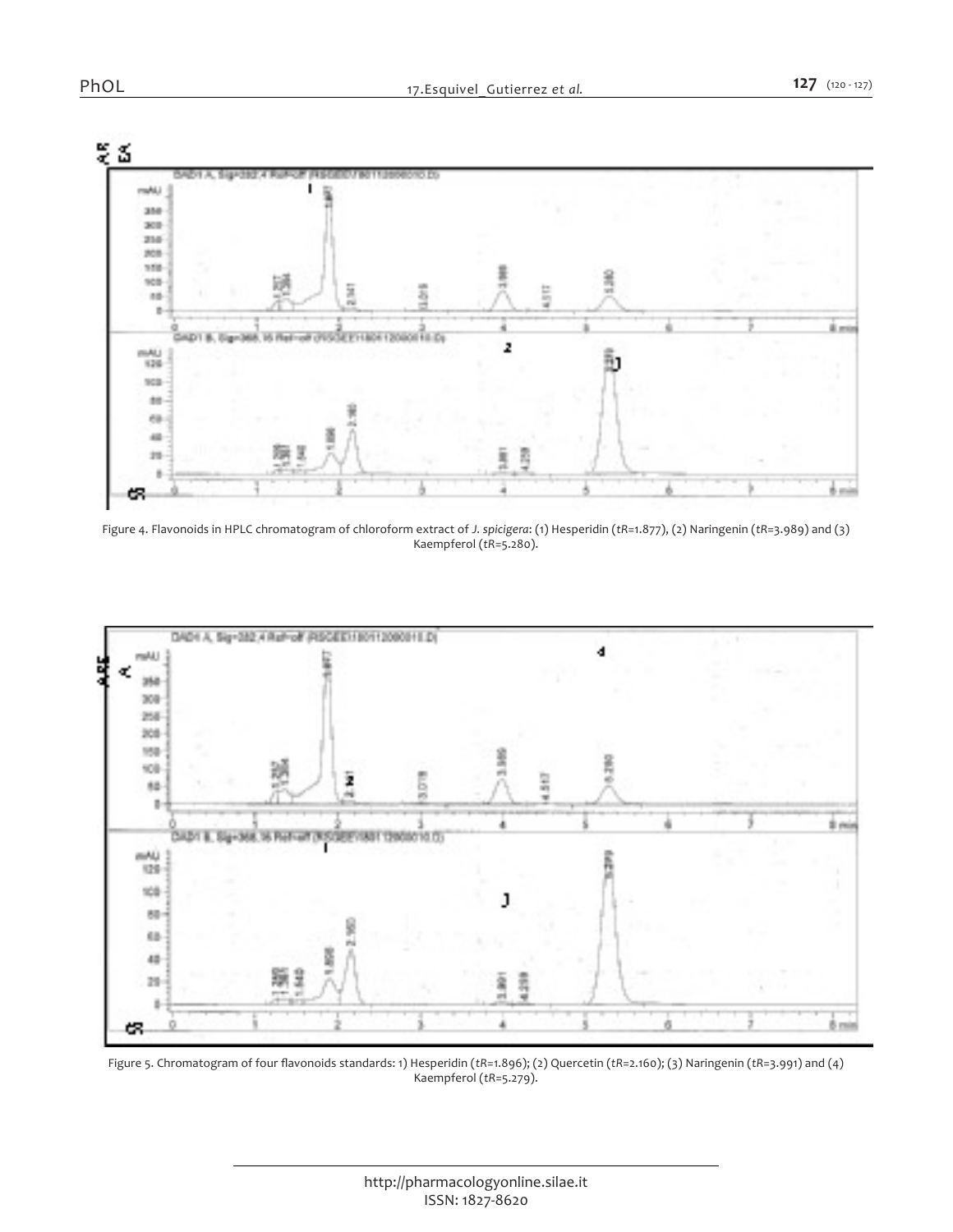Figure 4. Flavonoids in HPLC chromatogram of chloroform extract of *J. spicigera*: (1) Hesperidin (*tR*=1.877), (2) Naringenin (*tR*=3.989) and (3) Kaempferol (*tR*=5.280).

Figure 5. Chromatogram of four flavonoids standards: 1) Hesperidin (*tR*=1.896); (2) Quercetin (*tR*=2.160); (3) Naringenin (*tR*=3.991) and (4) Kaempferol (*tR*=5.279).